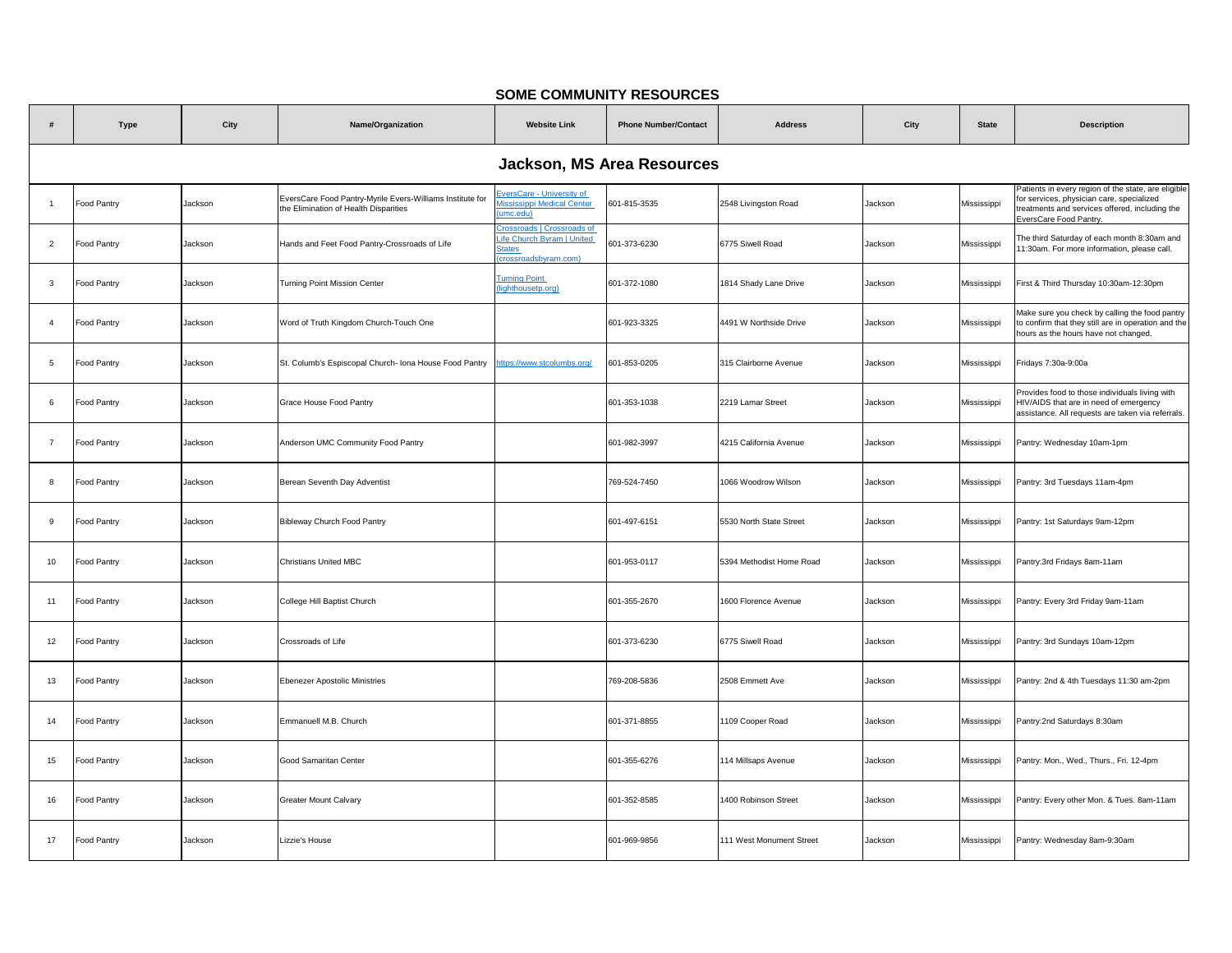# SOME COMMUNITY RESOURCES

| # | Type | City | Name/Organization | Website Link | Phone Number/Contact | Address | City | State | Description |
|---|---|---|---|---|---|---|---|---|---|
| **Jackson, MS Area Resources** | | | | | | | | | |
| 1 | Food Pantry | Jackson | EversCare Food Pantry-Myrile Evers-Williams Institute for the Elimination of Health Disparities | EversCare - University of Mississippi Medical Center (umc.edu) | 601-815-3535 | 2548 Livingston Road | Jackson | Mississippi | Patients in every region of the state, are eligible for services, physician care, specialized treatments and services offered, including the EversCare Food Pantry. |
| 2 | Food Pantry | Jackson | Hands and Feet Food Pantry-Crossroads of Life | Crossroads \| Crossroads of Life Church Byram \| United States (crossroadsbyram.com) | 601-373-6230 | 6775 Siwell Road | Jackson | Mississippi | The third Saturday of each month 8:30am and 11:30am. For more information, please call. |
| 3 | Food Pantry | Jackson | Turning Point Mission Center | Turning Point (lighthousetp.org) | 601-372-1080 | 1814 Shady Lane Drive | Jackson | Mississippi | First & Third Thursday 10:30am-12:30pm |
| 4 | Food Pantry | Jackson | Word of Truth Kingdom Church-Touch One | | 601-923-3325 | 4491 W Northside Drive | Jackson | Mississippi | Make sure you check by calling the food pantry to confirm that they still are in operation and the hours as the hours have not changed. |
| 5 | Food Pantry | Jackson | St. Columb's Espiscopal Church- Iona House Food Pantry | https://www.stcolumbs.org/ | 601-853-0205 | 315 Clairborne Avenue | Jackson | Mississippi | Fridays 7:30a-9:00a |
| 6 | Food Pantry | Jackson | Grace House Food Pantry | | 601-353-1038 | 2219 Lamar Street | Jackson | Mississippi | Provides food to those individuals living with HIV/AIDS that are in need of emergency assistance. All requests are taken via referrals. |
| 7 | Food Pantry | Jackson | Anderson UMC Community Food Pantry | | 601-982-3997 | 4215 California Avenue | Jackson | Mississippi | Pantry: Wednesday 10am-1pm |
| 8 | Food Pantry | Jackson | Berean Seventh Day Adventist | | 769-524-7450 | 1066 Woodrow Wilson | Jackson | Mississippi | Pantry: 3rd Tuesdays 11am-4pm |
| 9 | Food Pantry | Jackson | Bibleway Church Food Pantry | | 601-497-6151 | 5530 North State Street | Jackson | Mississippi | Pantry: 1st Saturdays 9am-12pm |
| 10 | Food Pantry | Jackson | Christians United MBC | | 601-953-0117 | 5394 Methodist Home Road | Jackson | Mississippi | Pantry:3rd Fridays 8am-11am |
| 11 | Food Pantry | Jackson | College Hill Baptist Church | | 601-355-2670 | 1600 Florence Avenue | Jackson | Mississippi | Pantry: Every 3rd Friday 9am-11am |
| 12 | Food Pantry | Jackson | Crossroads of Life | | 601-373-6230 | 6775 Siwell Road | Jackson | Mississippi | Pantry: 3rd Sundays 10am-12pm |
| 13 | Food Pantry | Jackson | Ebenezer Apostolic Ministries | | 769-208-5836 | 2508 Emmett Ave | Jackson | Mississippi | Pantry: 2nd & 4th Tuesdays 11:30 am-2pm |
| 14 | Food Pantry | Jackson | Emmanuell M.B. Church | | 601-371-8855 | 1109 Cooper Road | Jackson | Mississippi | Pantry:2nd Saturdays 8:30am |
| 15 | Food Pantry | Jackson | Good Samaritan Center | | 601-355-6276 | 114 Millsaps Avenue | Jackson | Mississippi | Pantry: Mon., Wed., Thurs., Fri. 12-4pm |
| 16 | Food Pantry | Jackson | Greater Mount Calvary | | 601-352-8585 | 1400 Robinson Street | Jackson | Mississippi | Pantry: Every other Mon. & Tues. 8am-11am |
| 17 | Food Pantry | Jackson | Lizzie's House | | 601-969-9856 | 111 West Monument Street | Jackson | Mississippi | Pantry: Wednesday 8am-9:30am |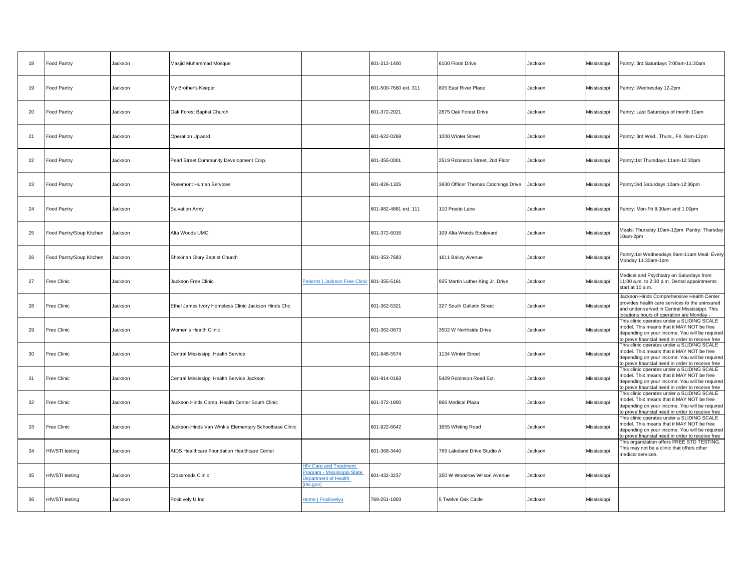| 18 | Food Pantry | Jackson | Masjid Muhammad Mosque | | 601-212-1400 | 6100 Floral Drive | Jackson | Mississippi | Pantry: 3rd Saturdays 7:00am-11:30am |
|---|---|---|---|---|---|---|---|---|---|
| 19 | Food Pantry | Jackson | My Brother's Keeper | | 601-500-7660 ext. 311 | 805 East River Place | Jackson | Mississippi | Pantry: Wednesday 12-2pm |
| 20 | Food Pantry | Jackson | Oak Forest Baptist Church | | 601-372-2021 | 2875 Oak Forest Drive | Jackson | Mississippi | Pantry: Last Saturdays of month 10am |
| 21 | Food Pantry | Jackson | Operation Upward | | 601-622-0269 | 1000 Winter Street | Jackson | Mississippi | Pantry: 3rd Wed., Thurs., Fri. 9am-12pm |
| 22 | Food Pantry | Jackson | Pearl Street Community Development Corp. | | 601-355-0001 | 2519 Robinson Street, 2nd Floor | Jackson | Mississippi | Pantry:1st Thursdays 11am-12:30pm |
| 23 | Food Pantry | Jackson | Rosemont Human Services | | 601-826-1325 | 3930 Officer Thomas Catchings Drive | Jackson | Mississippi | Pantry:3rd Saturdays 10am-12:30pm |
| 24 | Food Pantry | Jackson | Salvation Army | | 601-982-4881 ext. 111 | 110 Presto Lane | Jackson | Mississippi | Pantry: Mon-Fri 8:30am and 1:00pm |
| 25 | Food Pantry/Soup Kitchen | Jackson | Alta Woods UMC | | 601-372-6016 | 109 Alta Woods Boulevard | Jackson | Mississippi | Meals: Thursday 10am-12pm Pantry: Thursday 10am-2pm |
| 26 | Food Pantry/Soup Kitchen | Jackson | Shekinah Glory Baptist Church | | 601-353-7683 | 1611 Bailey Avenue | Jackson | Mississippi | Pantry:1st Wednesdays 9am-11am Meal: Every Monday 11:30am-1pm |
| 27 | Free Clinic | Jackson | Jackson Free Clinic | Patients \| Jackson Free Clinic | 601-355-5161 | 925 Martin Luther King Jr. Drive | Jackson | Mississippi | Medical and Psychiatry on Saturdays from 11:00 a.m. to 2:30 p.m. Dental appointments start at 10 a.m. |
| 28 | Free Clinic | Jackson | Ethel James Ivory Homeless Clinic Jackson Hinds Chc | | 601-362-5321 | 327 South Gallatin Street | Jackson | Mississippi | Jackson-Hinds Comprehensive Health Center provides health care services to the uninsured and under-served in Central Mississippi. This locations hours of operation are Monday - |
| 29 | Free Clinic | Jackson | Women's Health Clinic | | 601-362-0873 | 3502 W Northside Drive | Jackson | Mississippi | This clinic operates under a SLIDING SCALE model. This means that it MAY NOT be free depending on your income. You will be required to prove financial need in order to receive free |
| 30 | Free Clinic | Jackson | Central Mississippi Health Service | | 601-948-5574 | 1134 Winter Street | Jackson | Mississippi | This clinic operates under a SLIDING SCALE model. This means that it MAY NOT be free depending on your income. You will be required to prove financial need in order to receive free |
| 31 | Free Clinic | Jackson | Central Mississippi Health Service Jackson | | 601-914-0163 | 5429 Robinson Road Ext. | Jackson | Mississippi | This clinic operates under a SLIDING SCALE model. This means that it MAY NOT be free depending on your income. You will be required to prove financial need in order to receive free |
| 32 | Free Clinic | Jackson | Jackson Hinds Comp. Health Center South Clinic | | 601-372-1800 | 866 Medical Plaza | Jackson | Mississippi | This clinic operates under a SLIDING SCALE model. This means that it MAY NOT be free depending on your income. You will be required to prove financial need in order to receive free |
| 33 | Free Clinic | Jackson | Jackson-Hinds Van Winkle Elementary Schoolbase Clinic | | 601-922-6642 | 1655 Whiting Road | Jackson | Mississippi | This clinic operates under a SLIDING SCALE model. This means that it MAY NOT be free depending on your income. You will be required to prove financial need in order to receive free |
| 34 | HIV/STI testing | Jackson | AIDS Healthcare Foundation Healthcare Center | | 601-368-3440 | 766 Lakeland Drive Studio A | Jackson | Mississippi | This organization offers FREE STD TESTING. This may not be a clinic that offers other medical services. |
| 35 | HIV/STI testing | Jackson | Crossroads Clinic | HIV Care and Treatment Program - Mississippi State Department of Health (ms.gov) | 601-432-3237 | 350 W Woodrow Wilson Avenue | Jackson | Mississippi | |
| 36 | HIV/STI testing | Jackson | Positively U Inc | Home \| Positivelyu | 769-251-1803 | 5 Twelve Oak Circle | Jackson | Mississippi | |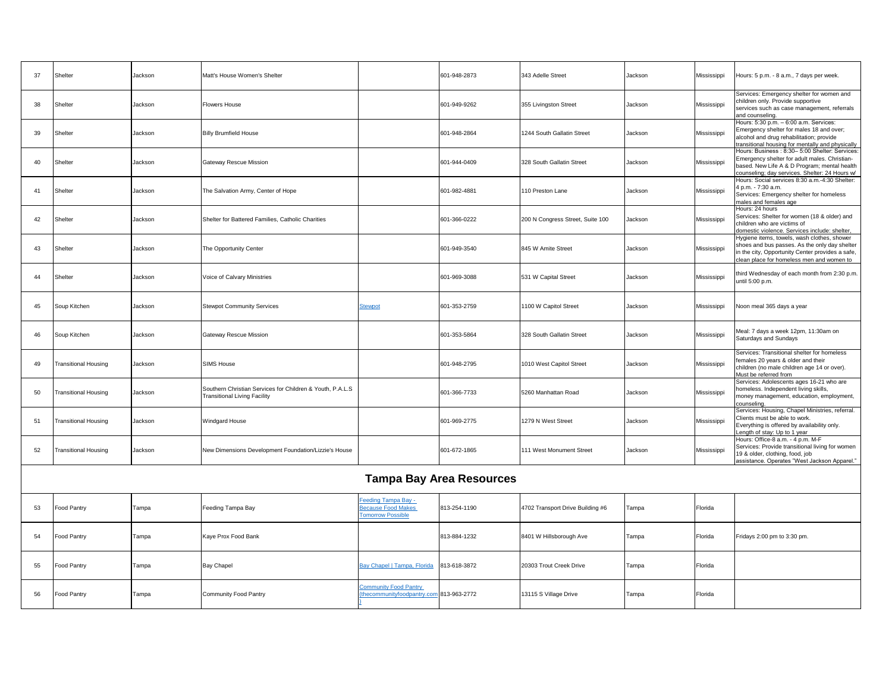| 37 | Shelter | Jackson | Matt's House Women's Shelter | | 601-948-2873 | 343 Adelle Street | Jackson | Mississippi | Hours: 5 p.m. - 8 a.m., 7 days per week. |
|---|---|---|---|---|---|---|---|---|---|
| 38 | Shelter | Jackson | Flowers House | | 601-949-9262 | 355 Livingston Street | Jackson | Mississippi | Services: Emergency shelter for women and children only. Provide supportive services such as case management, referrals and counseling. |
| 39 | Shelter | Jackson | Billy Brumfield House | | 601-948-2864 | 1244 South Gallatin Street | Jackson | Mississippi | Hours: 5:30 p.m. – 6:00 a.m. Services: Emergency shelter for males 18 and over; alcohol and drug rehabilitation; provide transitional housing for mentally and physically |
| 40 | Shelter | Jackson | Gateway Rescue Mission | | 601-944-0409 | 328 South Gallatin Street | Jackson | Mississippi | Hours: Business : 8:30– 5:00 Shelter: Services: Emergency shelter for adult males. Christian-based. New Life A & D Program; mental health counseling; day services. Shelter: 24 Hours w/ |
| 41 | Shelter | Jackson | The Salvation Army, Center of Hope | | 601-982-4881 | 110 Preston Lane | Jackson | Mississippi | Hours: Social services 8:30 a.m.-4:30 Shelter: 4 p.m. - 7:30 a.m. Services: Emergency shelter for homeless males and females age |
| 42 | Shelter | Jackson | Shelter for Battered Families, Catholic Charities | | 601-366-0222 | 200 N Congress Street, Suite 100 | Jackson | Mississippi | Hours: 24 hours Services: Shelter for women (18 & older) and children who are victims of domestic violence. Services include: shelter, |
| 43 | Shelter | Jackson | The Opportunity Center | | 601-949-3540 | 845 W Amite Street | Jackson | Mississippi | Hygiene items, towels, wash clothes, shower shoes and bus passes. As the only day shelter in the city, Opportunity Center provides a safe, clean place for homeless men and women to |
| 44 | Shelter | Jackson | Voice of Calvary Ministries | | 601-969-3088 | 531 W Capital Street | Jackson | Mississippi | third Wednesday of each month from 2:30 p.m. until 5:00 p.m. |
| 45 | Soup Kitchen | Jackson | Stewpot Community Services | Stewpot | 601-353-2759 | 1100 W Capitol Street | Jackson | Mississippi | Noon meal 365 days a year |
| 46 | Soup Kitchen | Jackson | Gateway Rescue Mission | | 601-353-5864 | 328 South Gallatin Street | Jackson | Mississippi | Meal: 7 days a week 12pm, 11:30am on Saturdays and Sundays |
| 49 | Transitional Housing | Jackson | SIMS House | | 601-948-2795 | 1010 West Capitol Street | Jackson | Mississippi | Services: Transitional shelter for homeless females 20 years & older and their children (no male children age 14 or over). Must be referred from |
| 50 | Transitional Housing | Jackson | Southern Christian Services for Children & Youth, P.A.L.S Transitional Living Facility | | 601-366-7733 | 5260 Manhattan Road | Jackson | Mississippi | Services: Adolescents ages 16-21 who are homeless. Independent living skills, money management, education, employment, counseling. |
| 51 | Transitional Housing | Jackson | Windgard House | | 601-969-2775 | 1279 N West Street | Jackson | Mississippi | Services: Housing, Chapel Ministries, referral. Clients must be able to work. Everything is offered by availability only. Length of stay: Up to 1 year |
| 52 | Transitional Housing | Jackson | New Dimensions Development Foundation/Lizzie's House | | 601-672-1865 | 111 West Monument Street | Jackson | Mississippi | Hours: Office-8 a.m. - 4 p.m. M-F Services: Provide transitional living for women 19 & older, clothing, food, job assistance. Operates "West Jackson Apparel." |
| | | | **Tampa Bay Area Resources** | | | | | | |
| 53 | Food Pantry | Tampa | Feeding Tampa Bay | Feeding Tampa Bay - Because Food Makes Tomorrow Possible | 813-254-1190 | 4702 Transport Drive Building #6 | Tampa | Florida | |
| 54 | Food Pantry | Tampa | Kaye Prox Food Bank | | 813-884-1232 | 8401 W Hillsborough Ave | Tampa | Florida | Fridays 2:00 pm to 3:30 pm. |
| 55 | Food Pantry | Tampa | Bay Chapel | Bay Chapel \| Tampa, Florida | 813-618-3872 | 20303 Trout Creek Drive | Tampa | Florida | |
| 56 | Food Pantry | Tampa | Community Food Pantry | Community Food Pantry (thecommunityfoodpantry.com) | 813-963-2772 | 13115 S Village Drive | Tampa | Florida | |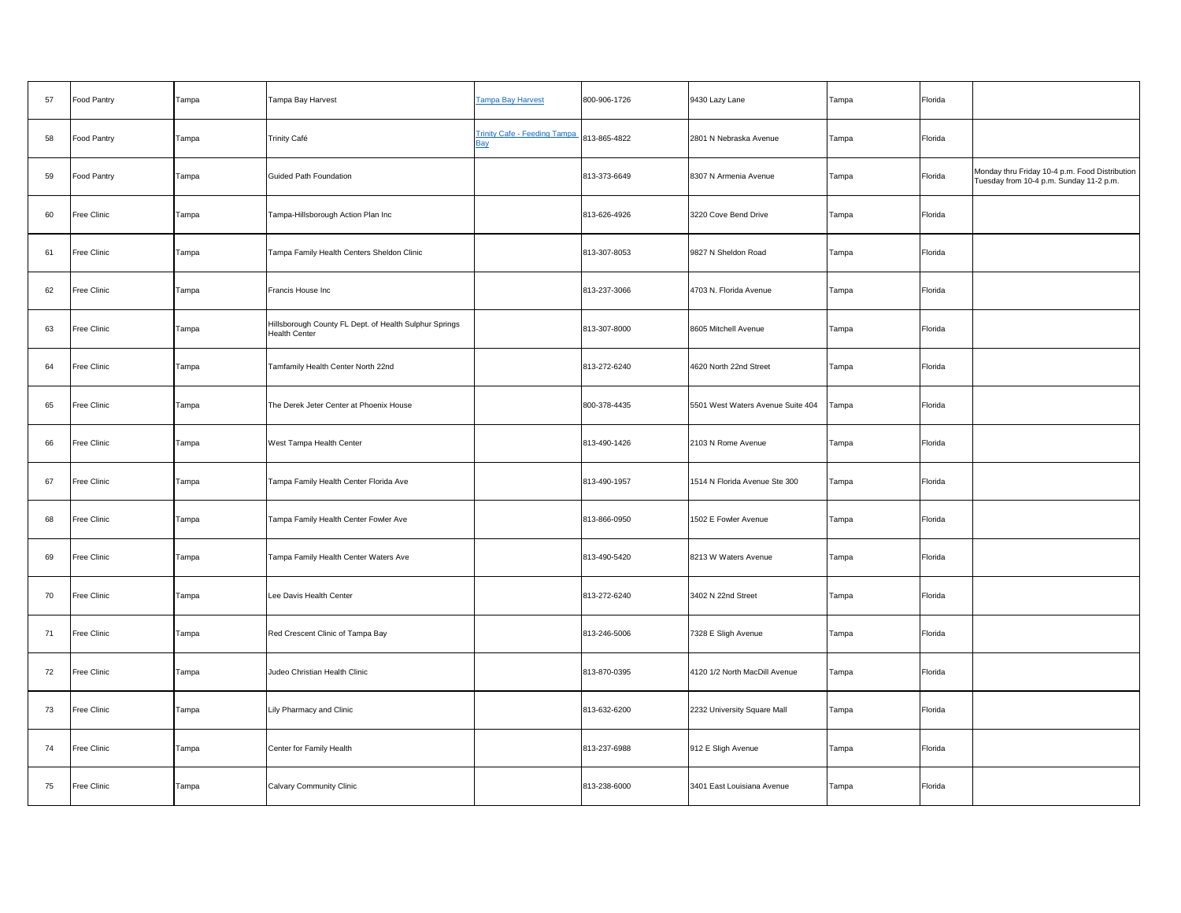| | | | | | | | | | |
|---|---|---|---|---|---|---|---|---|---|
| 57 | Food Pantry | Tampa | Tampa Bay Harvest | Tampa Bay Harvest | 800-906-1726 | 9430 Lazy Lane | Tampa | Florida | |
| 58 | Food Pantry | Tampa | Trinity Café | Trinity Cafe - Feeding Tampa Bay | 813-865-4822 | 2801 N Nebraska Avenue | Tampa | Florida | |
| 59 | Food Pantry | Tampa | Guided Path Foundation | | 813-373-6649 | 8307 N Armenia Avenue | Tampa | Florida | Monday thru Friday 10-4 p.m. Food Distribution Tuesday from 10-4 p.m. Sunday 11-2 p.m. |
| 60 | Free Clinic | Tampa | Tampa-Hillsborough Action Plan Inc | | 813-626-4926 | 3220 Cove Bend Drive | Tampa | Florida | |
| 61 | Free Clinic | Tampa | Tampa Family Health Centers Sheldon Clinic | | 813-307-8053 | 9827 N Sheldon Road | Tampa | Florida | |
| 62 | Free Clinic | Tampa | Francis House Inc | | 813-237-3066 | 4703 N. Florida Avenue | Tampa | Florida | |
| 63 | Free Clinic | Tampa | Hillsborough County FL Dept. of Health Sulphur Springs Health Center | | 813-307-8000 | 8605 Mitchell Avenue | Tampa | Florida | |
| 64 | Free Clinic | Tampa | Tamfamily Health Center North 22nd | | 813-272-6240 | 4620 North 22nd Street | Tampa | Florida | |
| 65 | Free Clinic | Tampa | The Derek Jeter Center at Phoenix House | | 800-378-4435 | 5501 West Waters Avenue Suite 404 | Tampa | Florida | |
| 66 | Free Clinic | Tampa | West Tampa Health Center | | 813-490-1426 | 2103 N Rome Avenue | Tampa | Florida | |
| 67 | Free Clinic | Tampa | Tampa Family Health Center Florida Ave | | 813-490-1957 | 1514 N Florida Avenue Ste 300 | Tampa | Florida | |
| 68 | Free Clinic | Tampa | Tampa Family Health Center Fowler Ave | | 813-866-0950 | 1502 E Fowler Avenue | Tampa | Florida | |
| 69 | Free Clinic | Tampa | Tampa Family Health Center Waters Ave | | 813-490-5420 | 8213 W Waters Avenue | Tampa | Florida | |
| 70 | Free Clinic | Tampa | Lee Davis Health Center | | 813-272-6240 | 3402 N 22nd Street | Tampa | Florida | |
| 71 | Free Clinic | Tampa | Red Crescent Clinic of Tampa Bay | | 813-246-5006 | 7328 E Sligh Avenue | Tampa | Florida | |
| 72 | Free Clinic | Tampa | Judeo Christian Health Clinic | | 813-870-0395 | 4120 1/2 North MacDill Avenue | Tampa | Florida | |
| 73 | Free Clinic | Tampa | Lily Pharmacy and Clinic | | 813-632-6200 | 2232 University Square Mall | Tampa | Florida | |
| 74 | Free Clinic | Tampa | Center for Family Health | | 813-237-6988 | 912 E Sligh Avenue | Tampa | Florida | |
| 75 | Free Clinic | Tampa | Calvary Community Clinic | | 813-238-6000 | 3401 East Louisiana Avenue | Tampa | Florida | |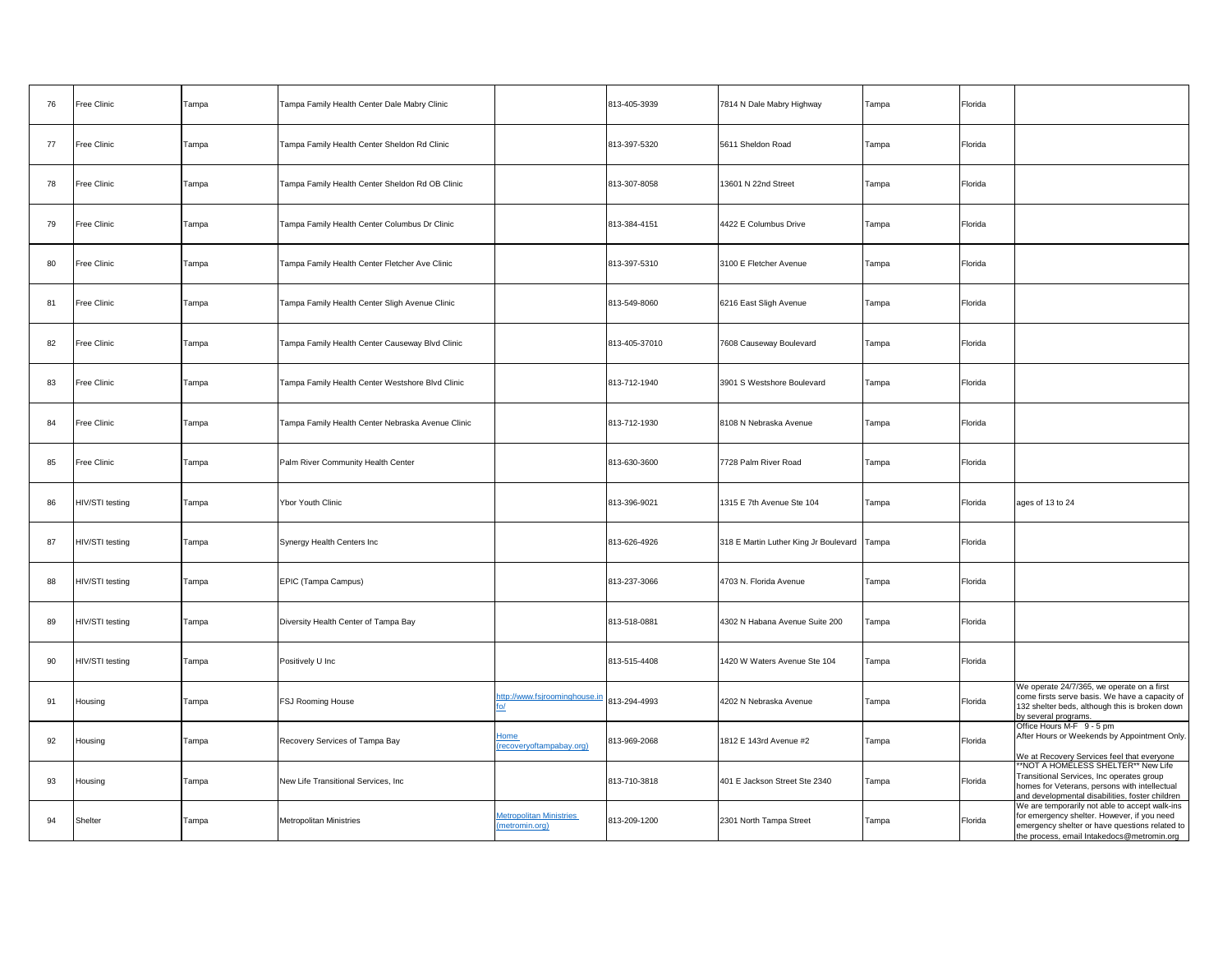| 76 | Free Clinic | Tampa | Tampa Family Health Center Dale Mabry Clinic | | 813-405-3939 | 7814 N Dale Mabry Highway | Tampa | Florida | |
|---|---|---|---|---|---|---|---|---|---|
| 77 | Free Clinic | Tampa | Tampa Family Health Center Sheldon Rd Clinic | | 813-397-5320 | 5611 Sheldon Road | Tampa | Florida | |
| 78 | Free Clinic | Tampa | Tampa Family Health Center Sheldon Rd OB Clinic | | 813-307-8058 | 13601 N 22nd Street | Tampa | Florida | |
| 79 | Free Clinic | Tampa | Tampa Family Health Center Columbus Dr Clinic | | 813-384-4151 | 4422 E Columbus Drive | Tampa | Florida | |
| 80 | Free Clinic | Tampa | Tampa Family Health Center Fletcher Ave Clinic | | 813-397-5310 | 3100 E Fletcher Avenue | Tampa | Florida | |
| 81 | Free Clinic | Tampa | Tampa Family Health Center Sligh Avenue Clinic | | 813-549-8060 | 6216 East Sligh Avenue | Tampa | Florida | |
| 82 | Free Clinic | Tampa | Tampa Family Health Center Causeway Blvd Clinic | | 813-405-37010 | 7608 Causeway Boulevard | Tampa | Florida | |
| 83 | Free Clinic | Tampa | Tampa Family Health Center Westshore Blvd Clinic | | 813-712-1940 | 3901 S Westshore Boulevard | Tampa | Florida | |
| 84 | Free Clinic | Tampa | Tampa Family Health Center Nebraska Avenue Clinic | | 813-712-1930 | 8108 N Nebraska Avenue | Tampa | Florida | |
| 85 | Free Clinic | Tampa | Palm River Community Health Center | | 813-630-3600 | 7728 Palm River Road | Tampa | Florida | |
| 86 | HIV/STI testing | Tampa | Ybor Youth Clinic | | 813-396-9021 | 1315 E 7th Avenue Ste 104 | Tampa | Florida | ages of 13 to 24 |
| 87 | HIV/STI testing | Tampa | Synergy Health Centers Inc | | 813-626-4926 | 318 E Martin Luther King Jr Boulevard | Tampa | Florida | |
| 88 | HIV/STI testing | Tampa | EPIC (Tampa Campus) | | 813-237-3066 | 4703 N. Florida Avenue | Tampa | Florida | |
| 89 | HIV/STI testing | Tampa | Diversity Health Center of Tampa Bay | | 813-518-0881 | 4302 N Habana Avenue Suite 200 | Tampa | Florida | |
| 90 | HIV/STI testing | Tampa | Positively U Inc | | 813-515-4408 | 1420 W Waters Avenue Ste 104 | Tampa | Florida | |
| 91 | Housing | Tampa | FSJ Rooming House | http://www.fsjroominghouse.info/ | 813-294-4993 | 4202 N Nebraska Avenue | Tampa | Florida | We operate 24/7/365, we operate on a first come firsts serve basis. We have a capacity of 132 shelter beds, although this is broken down by several programs. |
| 92 | Housing | Tampa | Recovery Services of Tampa Bay | Home (recoveryoftampabay.org) | 813-969-2068 | 1812 E 143rd Avenue #2 | Tampa | Florida | Office Hours M-F 9 - 5 pm After Hours or Weekends by Appointment Only. We at Recovery Services feel that everyone |
| 93 | Housing | Tampa | New Life Transitional Services, Inc | | 813-710-3818 | 401 E Jackson Street Ste 2340 | Tampa | Florida | **NOT A HOMELESS SHELTER** New Life Transitional Services, Inc operates group homes for Veterans, persons with intellectual and developmental disabilities, foster children |
| 94 | Shelter | Tampa | Metropolitan Ministries | Metropolitan Ministries (metromin.org) | 813-209-1200 | 2301 North Tampa Street | Tampa | Florida | We are temporarily not able to accept walk-ins for emergency shelter. However, if you need emergency shelter or have questions related to the process, email Intakedocs@metromin.org |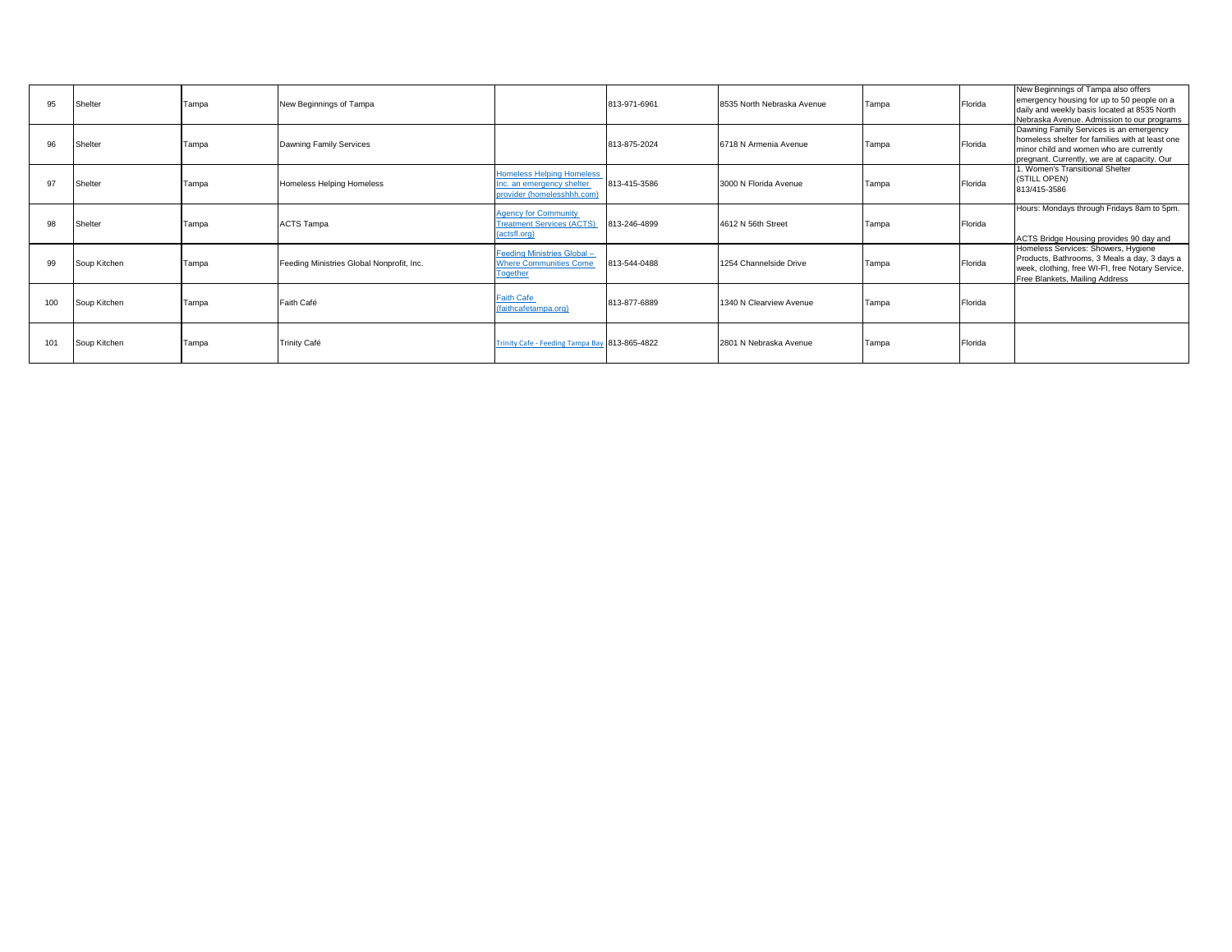| 95 | Shelter | Tampa | New Beginnings of Tampa | | 813-971-6961 | 8535 North Nebraska Avenue | Tampa | Florida | New Beginnings of Tampa also offers emergency housing for up to 50 people on a daily and weekly basis located at 8535 North Nebraska Avenue. Admission to our programs |
|---|---|---|---|---|---|---|---|---|---|
| 96 | Shelter | Tampa | Dawning Family Services | | 813-875-2024 | 6718 N Armenia Avenue | Tampa | Florida | Dawning Family Services is an emergency homeless shelter for families with at least one minor child and women who are currently pregnant. Currently, we are at capacity. Our |
| 97 | Shelter | Tampa | Homeless Helping Homeless | Homeless Helping Homeless Inc. an emergency shelter provider (homelesshhh.com) | 813-415-3586 | 3000 N Florida Avenue | Tampa | Florida | 1. Women's Transitional Shelter (STILL OPEN) 813/415-3586 |
| 98 | Shelter | Tampa | ACTS Tampa | Agency for Community Treatment Services (ACTS) (actsfl.org) | 813-246-4899 | 4612 N 56th Street | Tampa | Florida | Hours: Mondays through Fridays 8am to 5pm. ACTS Bridge Housing provides 90 day and |
| 99 | Soup Kitchen | Tampa | Feeding Ministries Global Nonprofit, Inc. | Feeding Ministries Global – Where Communities Come Together | 813-544-0488 | 1254 Channelside Drive | Tampa | Florida | Homeless Services: Showers, Hygiene Products, Bathrooms, 3 Meals a day, 3 days a week, clothing, free WI-FI, free Notary Service, Free Blankets, Mailing Address |
| 100 | Soup Kitchen | Tampa | Faith Café | Faith Cafe (faithcafetampa.org) | 813-877-6889 | 1340 N Clearview Avenue | Tampa | Florida | |
| 101 | Soup Kitchen | Tampa | Trinity Café | Trinity Cafe - Feeding Tampa Bay | 813-865-4822 | 2801 N Nebraska Avenue | Tampa | Florida | |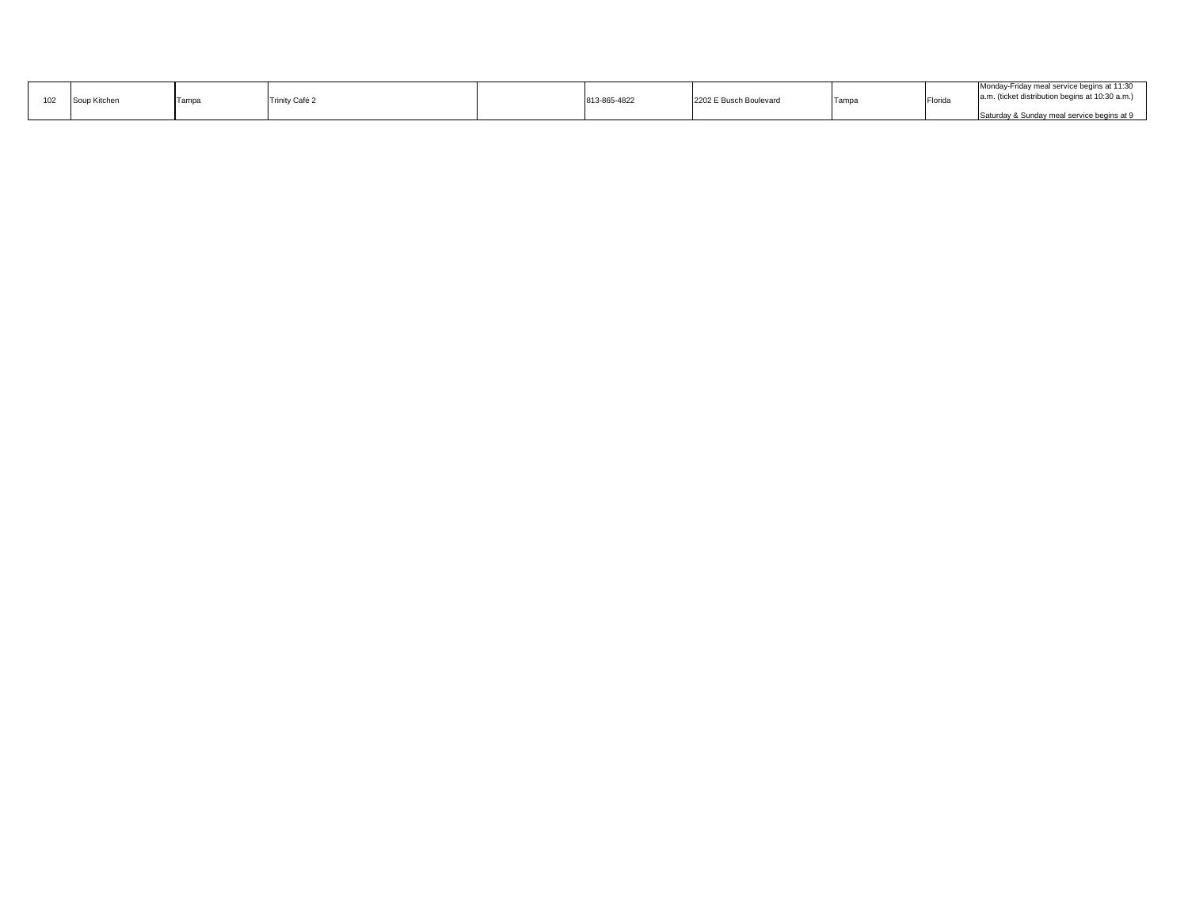| | | | | | | | | | |
|---|---|---|---|---|---|---|---|---|---|
| 102 | Soup Kitchen | Tampa | Trinity Café 2 | | 813-865-4822 | 2202 E Busch Boulevard | Tampa | Florida | Monday-Friday meal service begins at 11:30 a.m. (ticket distribution begins at 10:30 a.m.)<br><br>Saturday & Sunday meal service begins at 9 |